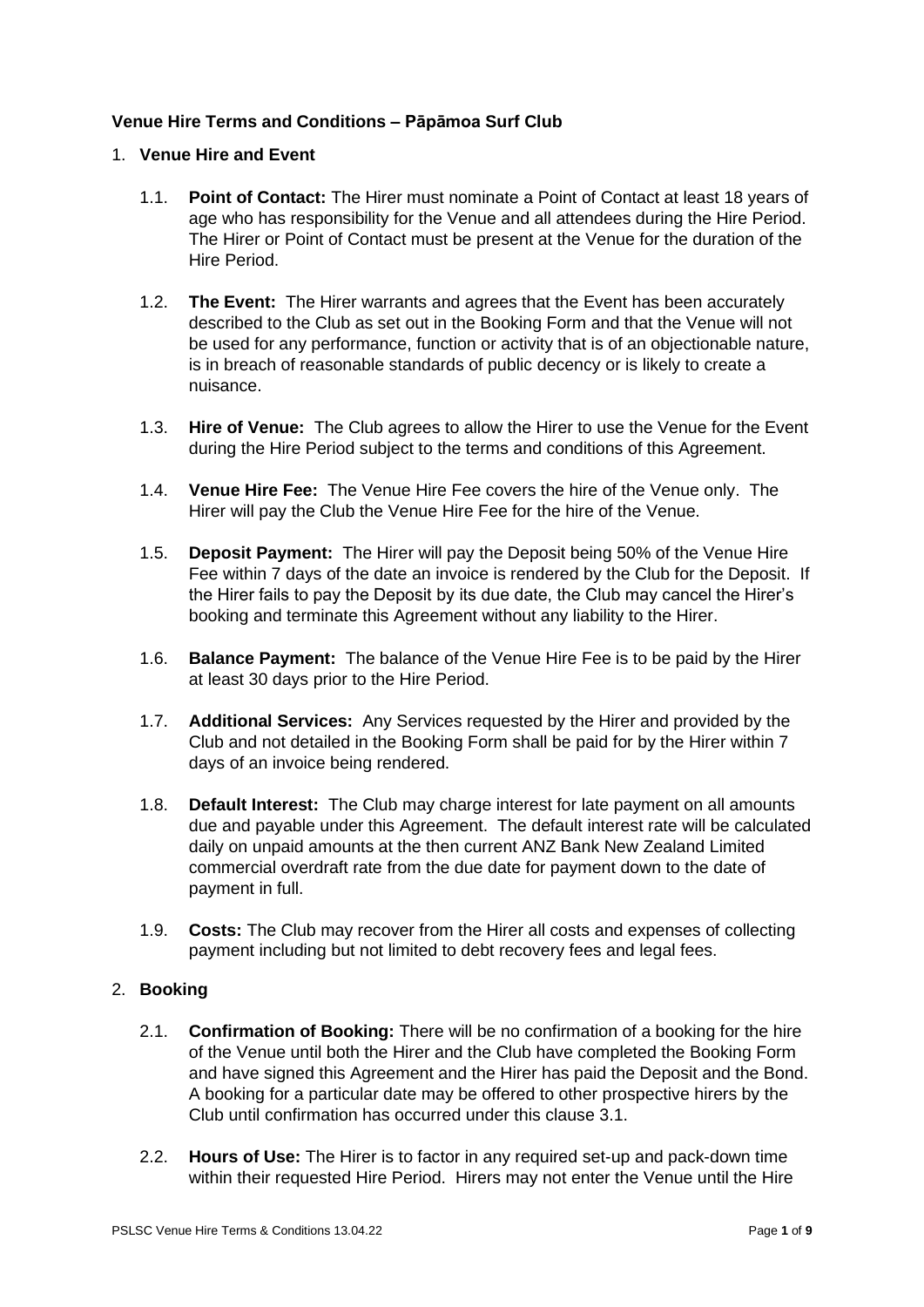**Venue Hire Terms and Conditions – Pāpāmoa Surf Club**

1. **Venue Hire and Event**

   1.1. **Point of Contact:** The Hirer must nominate a Point of Contact at least 18 years of age who has responsibility for the Venue and all attendees during the Hire Period. The Hirer or Point of Contact must be present at the Venue for the duration of the Hire Period.

   1.2. **The Event:** The Hirer warrants and agrees that the Event has been accurately described to the Club as set out in the Booking Form and that the Venue will not be used for any performance, function or activity that is of an objectionable nature, is in breach of reasonable standards of public decency or is likely to create a nuisance.

   1.3. **Hire of Venue:** The Club agrees to allow the Hirer to use the Venue for the Event during the Hire Period subject to the terms and conditions of this Agreement.

   1.4. **Venue Hire Fee:** The Venue Hire Fee covers the hire of the Venue only. The Hirer will pay the Club the Venue Hire Fee for the hire of the Venue.

   1.5. **Deposit Payment:** The Hirer will pay the Deposit being 50% of the Venue Hire Fee within 7 days of the date an invoice is rendered by the Club for the Deposit. If the Hirer fails to pay the Deposit by its due date, the Club may cancel the Hirer's booking and terminate this Agreement without any liability to the Hirer.

   1.6. **Balance Payment:** The balance of the Venue Hire Fee is to be paid by the Hirer at least 30 days prior to the Hire Period.

   1.7. **Additional Services:** Any Services requested by the Hirer and provided by the Club and not detailed in the Booking Form shall be paid for by the Hirer within 7 days of an invoice being rendered.

   1.8. **Default Interest:** The Club may charge interest for late payment on all amounts due and payable under this Agreement. The default interest rate will be calculated daily on unpaid amounts at the then current ANZ Bank New Zealand Limited commercial overdraft rate from the due date for payment down to the date of payment in full.

   1.9. **Costs:** The Club may recover from the Hirer all costs and expenses of collecting payment including but not limited to debt recovery fees and legal fees.

2. **Booking**

   2.1. **Confirmation of Booking:** There will be no confirmation of a booking for the hire of the Venue until both the Hirer and the Club have completed the Booking Form and have signed this Agreement and the Hirer has paid the Deposit and the Bond. A booking for a particular date may be offered to other prospective hirers by the Club until confirmation has occurred under this clause 3.1.

   2.2. **Hours of Use:** The Hirer is to factor in any required set-up and pack-down time within their requested Hire Period. Hirers may not enter the Venue until the Hire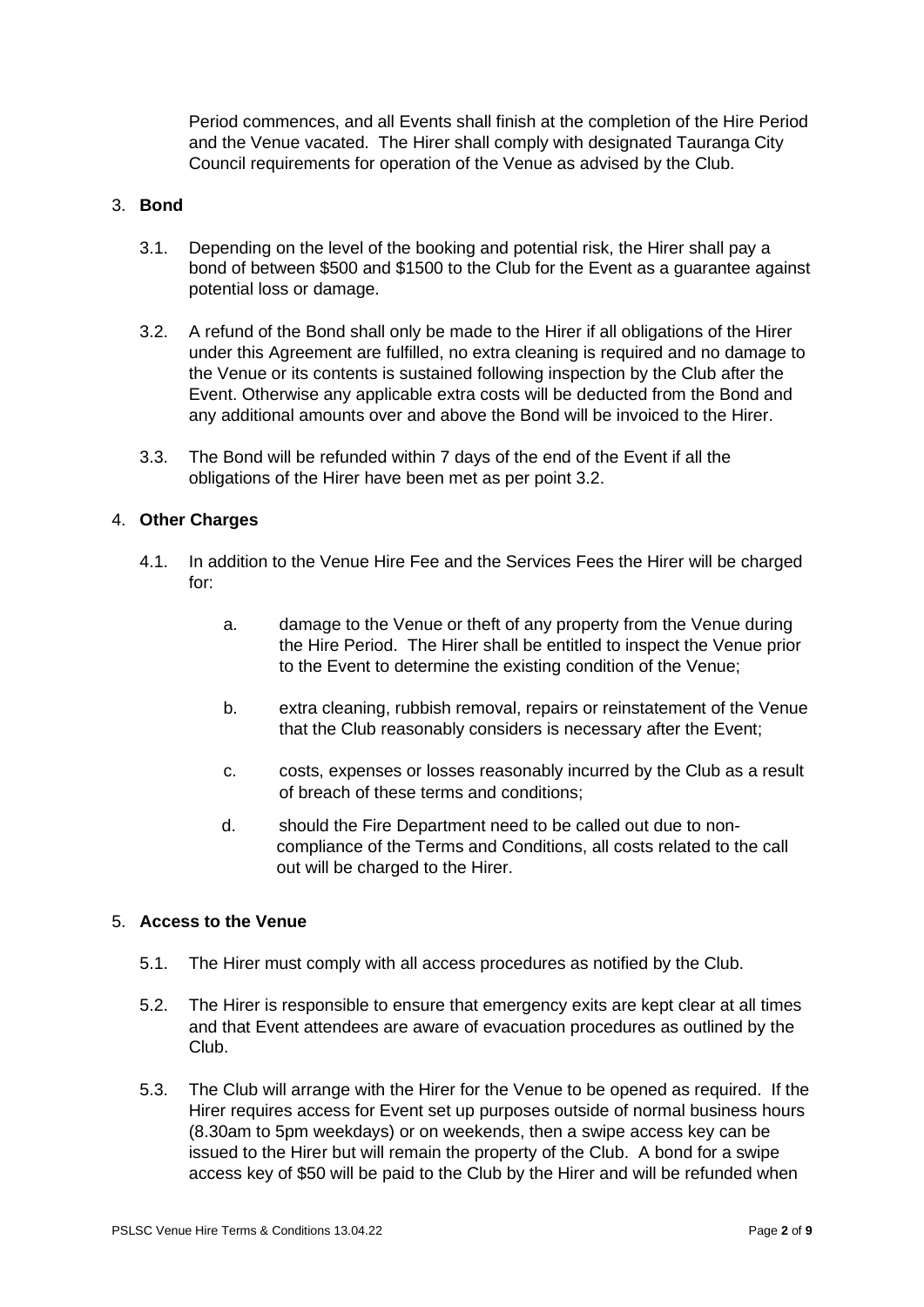Period commences, and all Events shall finish at the completion of the Hire Period and the Venue vacated. The Hirer shall comply with designated Tauranga City Council requirements for operation of the Venue as advised by the Club.

3. **Bond**

   3.1. Depending on the level of the booking and potential risk, the Hirer shall pay a bond of between $500 and $1500 to the Club for the Event as a guarantee against potential loss or damage.

   3.2. A refund of the Bond shall only be made to the Hirer if all obligations of the Hirer under this Agreement are fulfilled, no extra cleaning is required and no damage to the Venue or its contents is sustained following inspection by the Club after the Event. Otherwise any applicable extra costs will be deducted from the Bond and any additional amounts over and above the Bond will be invoiced to the Hirer.

   3.3. The Bond will be refunded within 7 days of the end of the Event if all the obligations of the Hirer have been met as per point 3.2.

4. **Other Charges**

   4.1. In addition to the Venue Hire Fee and the Services Fees the Hirer will be charged for:

      a. damage to the Venue or theft of any property from the Venue during the Hire Period. The Hirer shall be entitled to inspect the Venue prior to the Event to determine the existing condition of the Venue;

      b. extra cleaning, rubbish removal, repairs or reinstatement of the Venue that the Club reasonably considers is necessary after the Event;

      c. costs, expenses or losses reasonably incurred by the Club as a result of breach of these terms and conditions;

      d. should the Fire Department need to be called out due to non-compliance of the Terms and Conditions, all costs related to the call out will be charged to the Hirer.

5. **Access to the Venue**

   5.1. The Hirer must comply with all access procedures as notified by the Club.

   5.2. The Hirer is responsible to ensure that emergency exits are kept clear at all times and that Event attendees are aware of evacuation procedures as outlined by the Club.

   5.3. The Club will arrange with the Hirer for the Venue to be opened as required. If the Hirer requires access for Event set up purposes outside of normal business hours (8.30am to 5pm weekdays) or on weekends, then a swipe access key can be issued to the Hirer but will remain the property of the Club. A bond for a swipe access key of $50 will be paid to the Club by the Hirer and will be refunded when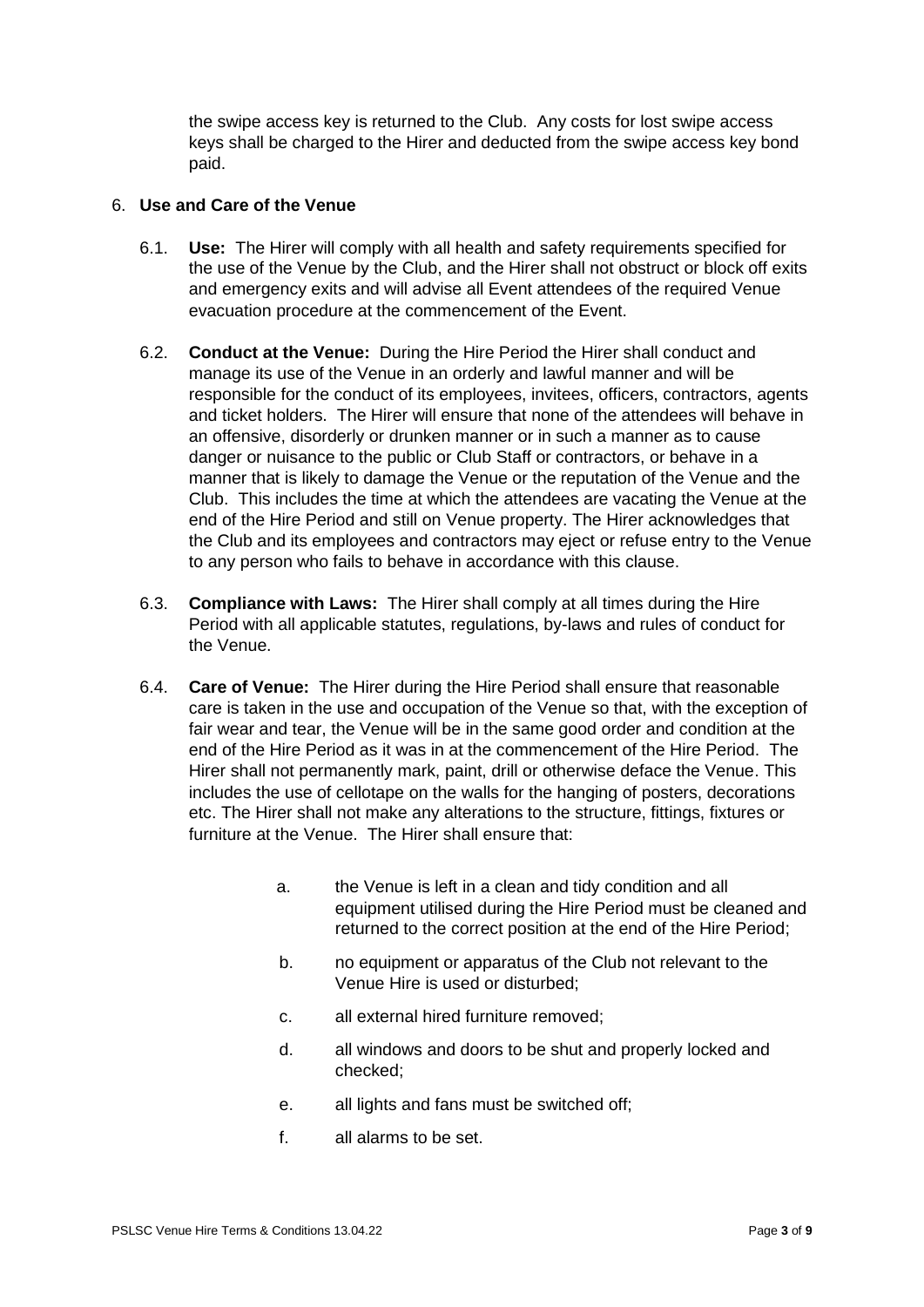the swipe access key is returned to the Club. Any costs for lost swipe access keys shall be charged to the Hirer and deducted from the swipe access key bond paid.

6. **Use and Care of the Venue**

6.1. **Use:** The Hirer will comply with all health and safety requirements specified for the use of the Venue by the Club, and the Hirer shall not obstruct or block off exits and emergency exits and will advise all Event attendees of the required Venue evacuation procedure at the commencement of the Event.

6.2. **Conduct at the Venue:** During the Hire Period the Hirer shall conduct and manage its use of the Venue in an orderly and lawful manner and will be responsible for the conduct of its employees, invitees, officers, contractors, agents and ticket holders. The Hirer will ensure that none of the attendees will behave in an offensive, disorderly or drunken manner or in such a manner as to cause danger or nuisance to the public or Club Staff or contractors, or behave in a manner that is likely to damage the Venue or the reputation of the Venue and the Club. This includes the time at which the attendees are vacating the Venue at the end of the Hire Period and still on Venue property. The Hirer acknowledges that the Club and its employees and contractors may eject or refuse entry to the Venue to any person who fails to behave in accordance with this clause.

6.3. **Compliance with Laws:** The Hirer shall comply at all times during the Hire Period with all applicable statutes, regulations, by-laws and rules of conduct for the Venue.

6.4. **Care of Venue:** The Hirer during the Hire Period shall ensure that reasonable care is taken in the use and occupation of the Venue so that, with the exception of fair wear and tear, the Venue will be in the same good order and condition at the end of the Hire Period as it was in at the commencement of the Hire Period. The Hirer shall not permanently mark, paint, drill or otherwise deface the Venue. This includes the use of cellotape on the walls for the hanging of posters, decorations etc. The Hirer shall not make any alterations to the structure, fittings, fixtures or furniture at the Venue. The Hirer shall ensure that:

   a. the Venue is left in a clean and tidy condition and all equipment utilised during the Hire Period must be cleaned and returned to the correct position at the end of the Hire Period;

   b. no equipment or apparatus of the Club not relevant to the Venue Hire is used or disturbed;

   c. all external hired furniture removed;

   d. all windows and doors to be shut and properly locked and checked;

   e. all lights and fans must be switched off;

   f. all alarms to be set.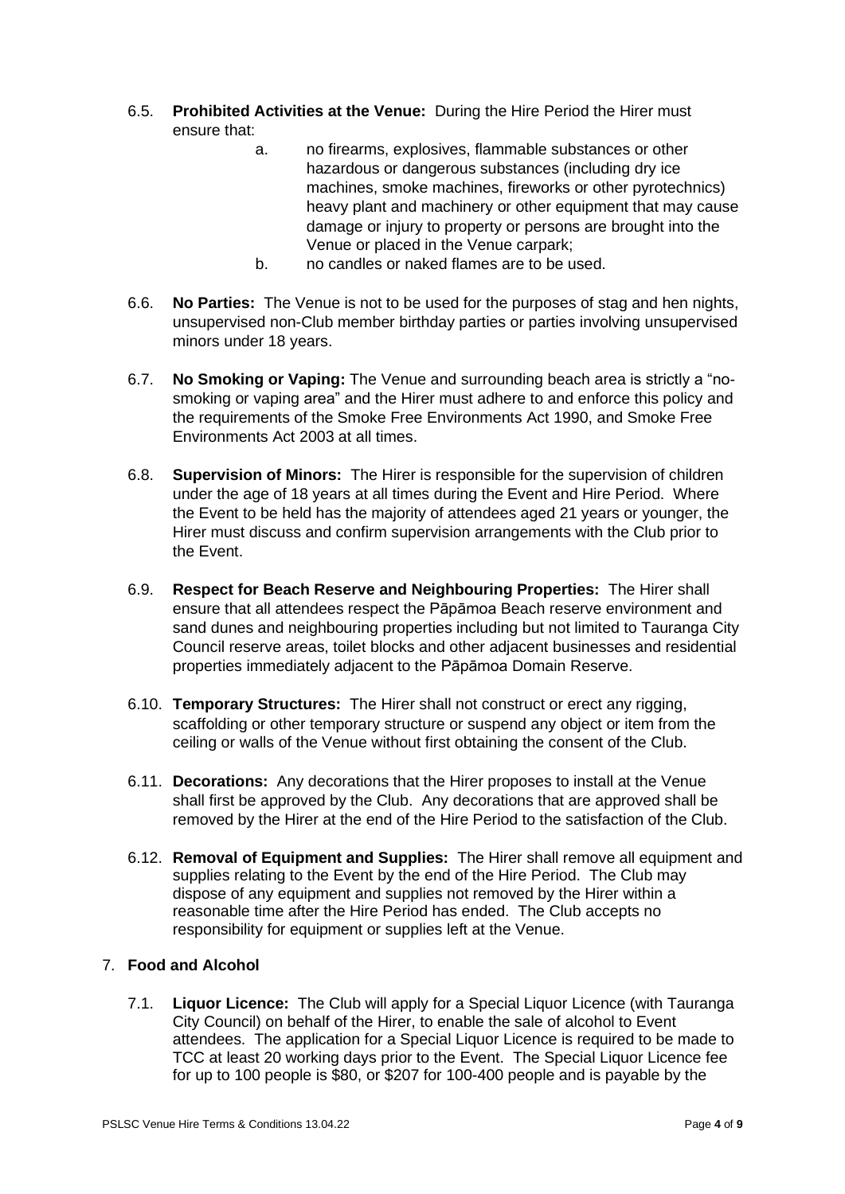6.5. **Prohibited Activities at the Venue:** During the Hire Period the Hirer must ensure that:

   a. no firearms, explosives, flammable substances or other hazardous or dangerous substances (including dry ice machines, smoke machines, fireworks or other pyrotechnics) heavy plant and machinery or other equipment that may cause damage or injury to property or persons are brought into the Venue or placed in the Venue carpark;

   b. no candles or naked flames are to be used.

6.6. **No Parties:** The Venue is not to be used for the purposes of stag and hen nights, unsupervised non-Club member birthday parties or parties involving unsupervised minors under 18 years.

6.7. **No Smoking or Vaping:** The Venue and surrounding beach area is strictly a "no-smoking or vaping area" and the Hirer must adhere to and enforce this policy and the requirements of the Smoke Free Environments Act 1990, and Smoke Free Environments Act 2003 at all times.

6.8. **Supervision of Minors:** The Hirer is responsible for the supervision of children under the age of 18 years at all times during the Event and Hire Period. Where the Event to be held has the majority of attendees aged 21 years or younger, the Hirer must discuss and confirm supervision arrangements with the Club prior to the Event.

6.9. **Respect for Beach Reserve and Neighbouring Properties:** The Hirer shall ensure that all attendees respect the Pāpāmoa Beach reserve environment and sand dunes and neighbouring properties including but not limited to Tauranga City Council reserve areas, toilet blocks and other adjacent businesses and residential properties immediately adjacent to the Pāpāmoa Domain Reserve.

6.10. **Temporary Structures:** The Hirer shall not construct or erect any rigging, scaffolding or other temporary structure or suspend any object or item from the ceiling or walls of the Venue without first obtaining the consent of the Club.

6.11. **Decorations:** Any decorations that the Hirer proposes to install at the Venue shall first be approved by the Club. Any decorations that are approved shall be removed by the Hirer at the end of the Hire Period to the satisfaction of the Club.

6.12. **Removal of Equipment and Supplies:** The Hirer shall remove all equipment and supplies relating to the Event by the end of the Hire Period. The Club may dispose of any equipment and supplies not removed by the Hirer within a reasonable time after the Hire Period has ended. The Club accepts no responsibility for equipment or supplies left at the Venue.

## 7. **Food and Alcohol**

7.1. **Liquor Licence:** The Club will apply for a Special Liquor Licence (with Tauranga City Council) on behalf of the Hirer, to enable the sale of alcohol to Event attendees. The application for a Special Liquor Licence is required to be made to TCC at least 20 working days prior to the Event. The Special Liquor Licence fee for up to 100 people is $80, or $207 for 100-400 people and is payable by the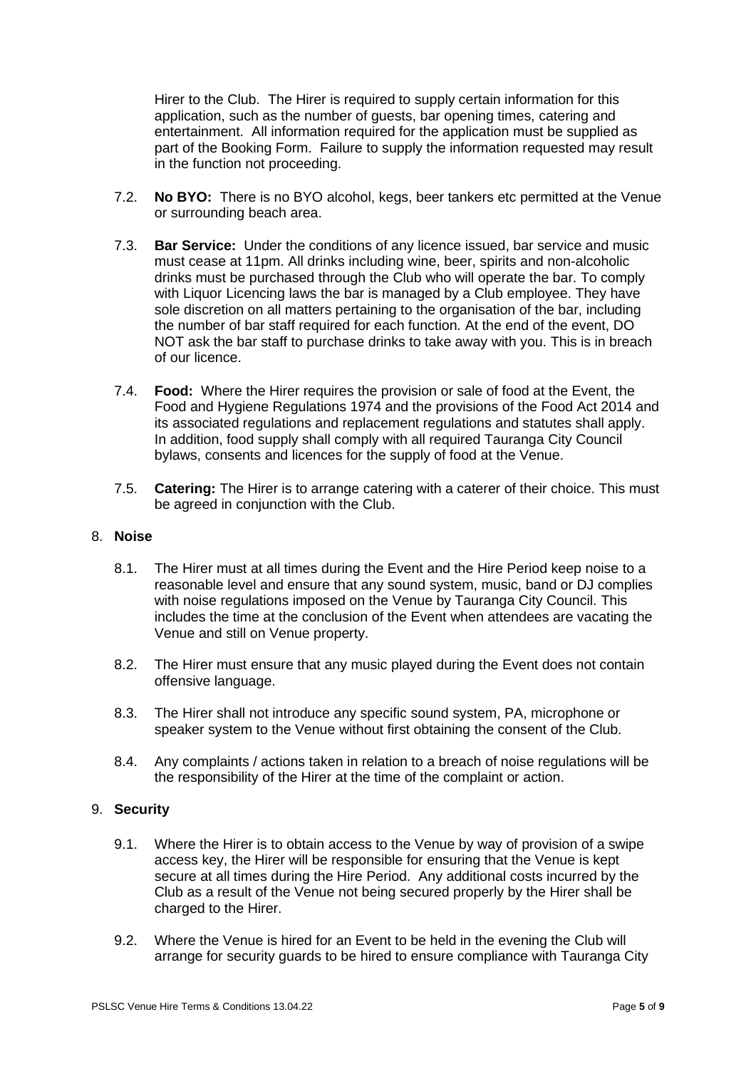Hirer to the Club. The Hirer is required to supply certain information for this application, such as the number of guests, bar opening times, catering and entertainment. All information required for the application must be supplied as part of the Booking Form. Failure to supply the information requested may result in the function not proceeding.

7.2. **No BYO:** There is no BYO alcohol, kegs, beer tankers etc permitted at the Venue or surrounding beach area.

7.3. **Bar Service:** Under the conditions of any licence issued, bar service and music must cease at 11pm. All drinks including wine, beer, spirits and non-alcoholic drinks must be purchased through the Club who will operate the bar. To comply with Liquor Licencing laws the bar is managed by a Club employee. They have sole discretion on all matters pertaining to the organisation of the bar, including the number of bar staff required for each function. At the end of the event, DO NOT ask the bar staff to purchase drinks to take away with you. This is in breach of our licence.

7.4. **Food:** Where the Hirer requires the provision or sale of food at the Event, the Food and Hygiene Regulations 1974 and the provisions of the Food Act 2014 and its associated regulations and replacement regulations and statutes shall apply. In addition, food supply shall comply with all required Tauranga City Council bylaws, consents and licences for the supply of food at the Venue.

7.5. **Catering:** The Hirer is to arrange catering with a caterer of their choice. This must be agreed in conjunction with the Club.

## 8. Noise

8.1. The Hirer must at all times during the Event and the Hire Period keep noise to a reasonable level and ensure that any sound system, music, band or DJ complies with noise regulations imposed on the Venue by Tauranga City Council. This includes the time at the conclusion of the Event when attendees are vacating the Venue and still on Venue property.

8.2. The Hirer must ensure that any music played during the Event does not contain offensive language.

8.3. The Hirer shall not introduce any specific sound system, PA, microphone or speaker system to the Venue without first obtaining the consent of the Club.

8.4. Any complaints / actions taken in relation to a breach of noise regulations will be the responsibility of the Hirer at the time of the complaint or action.

## 9. Security

9.1. Where the Hirer is to obtain access to the Venue by way of provision of a swipe access key, the Hirer will be responsible for ensuring that the Venue is kept secure at all times during the Hire Period. Any additional costs incurred by the Club as a result of the Venue not being secured properly by the Hirer shall be charged to the Hirer.

9.2. Where the Venue is hired for an Event to be held in the evening the Club will arrange for security guards to be hired to ensure compliance with Tauranga City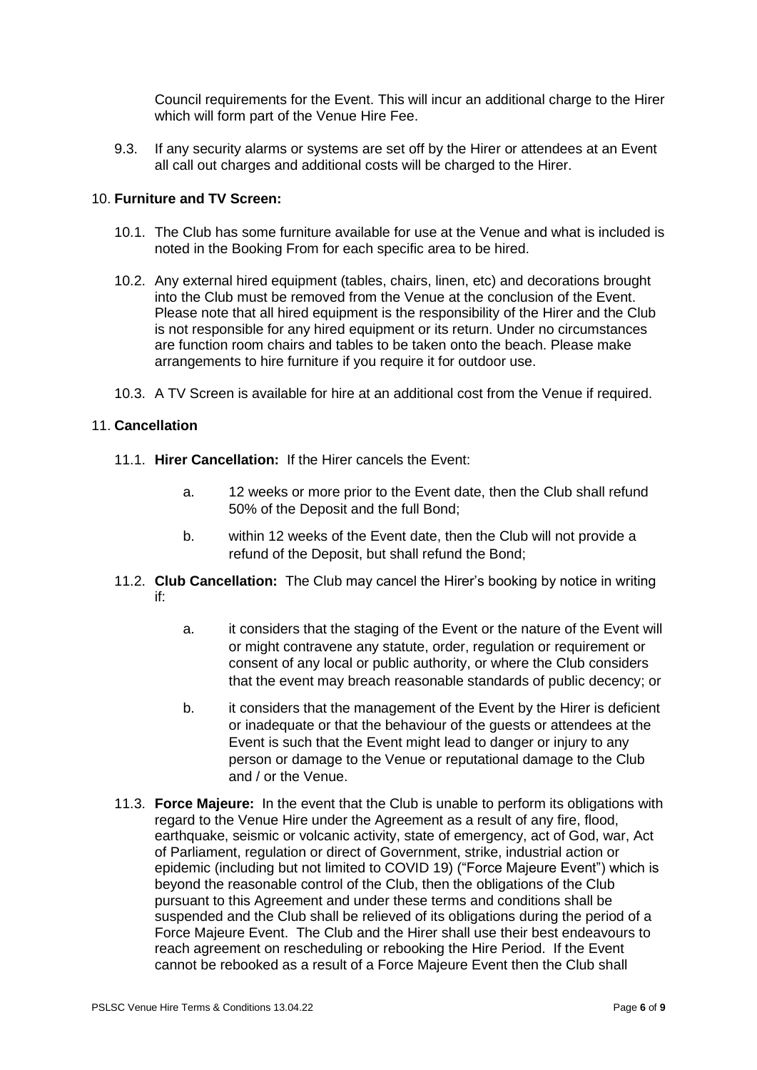Council requirements for the Event. This will incur an additional charge to the Hirer which will form part of the Venue Hire Fee.

9.3. If any security alarms or systems are set off by the Hirer or attendees at an Event all call out charges and additional costs will be charged to the Hirer.

10. **Furniture and TV Screen:**

10.1. The Club has some furniture available for use at the Venue and what is included is noted in the Booking From for each specific area to be hired.

10.2. Any external hired equipment (tables, chairs, linen, etc) and decorations brought into the Club must be removed from the Venue at the conclusion of the Event. Please note that all hired equipment is the responsibility of the Hirer and the Club is not responsible for any hired equipment or its return. Under no circumstances are function room chairs and tables to be taken onto the beach. Please make arrangements to hire furniture if you require it for outdoor use.

10.3. A TV Screen is available for hire at an additional cost from the Venue if required.

11. **Cancellation**

11.1. **Hirer Cancellation:** If the Hirer cancels the Event:

a. 12 weeks or more prior to the Event date, then the Club shall refund 50% of the Deposit and the full Bond;

b. within 12 weeks of the Event date, then the Club will not provide a refund of the Deposit, but shall refund the Bond;

11.2. **Club Cancellation:** The Club may cancel the Hirer's booking by notice in writing if:

a. it considers that the staging of the Event or the nature of the Event will or might contravene any statute, order, regulation or requirement or consent of any local or public authority, or where the Club considers that the event may breach reasonable standards of public decency; or

b. it considers that the management of the Event by the Hirer is deficient or inadequate or that the behaviour of the guests or attendees at the Event is such that the Event might lead to danger or injury to any person or damage to the Venue or reputational damage to the Club and / or the Venue.

11.3. **Force Majeure:** In the event that the Club is unable to perform its obligations with regard to the Venue Hire under the Agreement as a result of any fire, flood, earthquake, seismic or volcanic activity, state of emergency, act of God, war, Act of Parliament, regulation or direct of Government, strike, industrial action or epidemic (including but not limited to COVID 19) ("Force Majeure Event") which is beyond the reasonable control of the Club, then the obligations of the Club pursuant to this Agreement and under these terms and conditions shall be suspended and the Club shall be relieved of its obligations during the period of a Force Majeure Event. The Club and the Hirer shall use their best endeavours to reach agreement on rescheduling or rebooking the Hire Period. If the Event cannot be rebooked as a result of a Force Majeure Event then the Club shall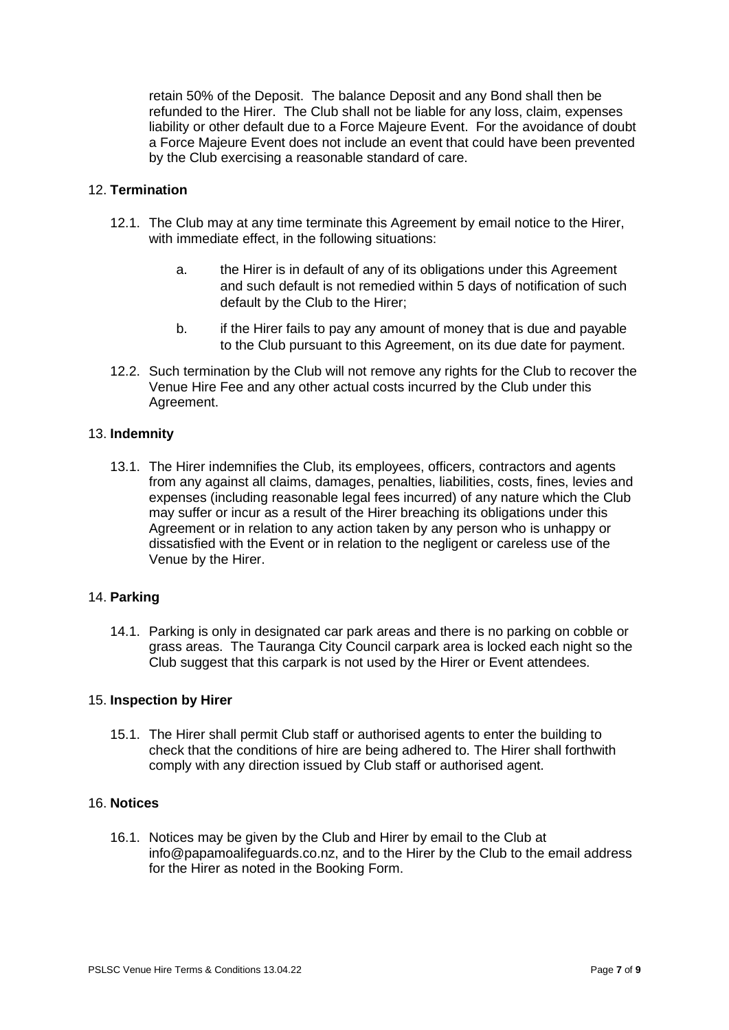retain 50% of the Deposit. The balance Deposit and any Bond shall then be refunded to the Hirer. The Club shall not be liable for any loss, claim, expenses liability or other default due to a Force Majeure Event. For the avoidance of doubt a Force Majeure Event does not include an event that could have been prevented by the Club exercising a reasonable standard of care.

## 12. Termination

12.1. The Club may at any time terminate this Agreement by email notice to the Hirer, with immediate effect, in the following situations:

a. the Hirer is in default of any of its obligations under this Agreement and such default is not remedied within 5 days of notification of such default by the Club to the Hirer;

b. if the Hirer fails to pay any amount of money that is due and payable to the Club pursuant to this Agreement, on its due date for payment.

12.2. Such termination by the Club will not remove any rights for the Club to recover the Venue Hire Fee and any other actual costs incurred by the Club under this Agreement.

## 13. Indemnity

13.1. The Hirer indemnifies the Club, its employees, officers, contractors and agents from any against all claims, damages, penalties, liabilities, costs, fines, levies and expenses (including reasonable legal fees incurred) of any nature which the Club may suffer or incur as a result of the Hirer breaching its obligations under this Agreement or in relation to any action taken by any person who is unhappy or dissatisfied with the Event or in relation to the negligent or careless use of the Venue by the Hirer.

## 14. Parking

14.1. Parking is only in designated car park areas and there is no parking on cobble or grass areas. The Tauranga City Council carpark area is locked each night so the Club suggest that this carpark is not used by the Hirer or Event attendees.

## 15. Inspection by Hirer

15.1. The Hirer shall permit Club staff or authorised agents to enter the building to check that the conditions of hire are being adhered to. The Hirer shall forthwith comply with any direction issued by Club staff or authorised agent.

## 16. Notices

16.1. Notices may be given by the Club and Hirer by email to the Club at info@papamoalifeguards.co.nz, and to the Hirer by the Club to the email address for the Hirer as noted in the Booking Form.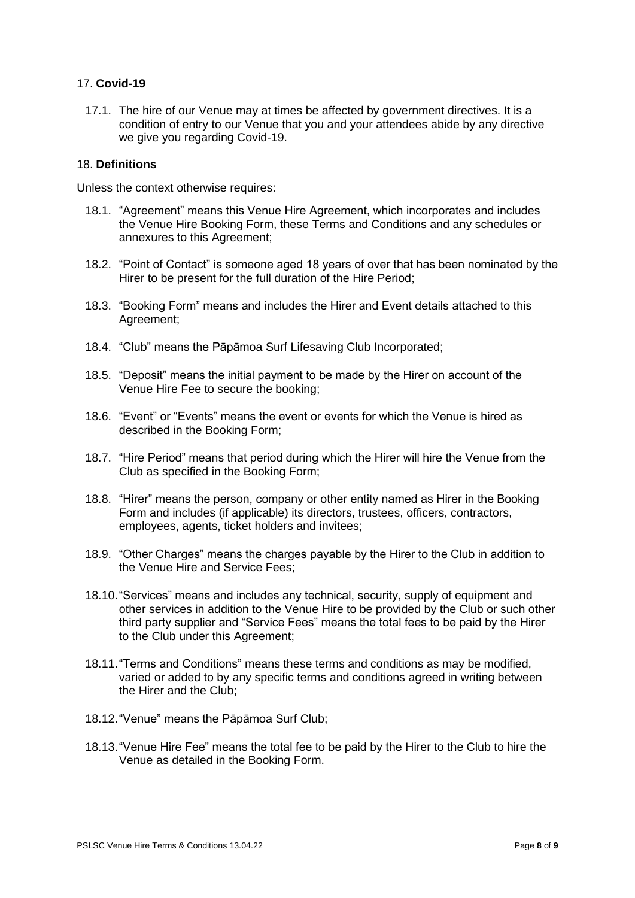## 17. **Covid-19**

17.1. The hire of our Venue may at times be affected by government directives. It is a condition of entry to our Venue that you and your attendees abide by any directive we give you regarding Covid-19.

## 18. **Definitions**

Unless the context otherwise requires:

18.1. "Agreement" means this Venue Hire Agreement, which incorporates and includes the Venue Hire Booking Form, these Terms and Conditions and any schedules or annexures to this Agreement;

18.2. "Point of Contact" is someone aged 18 years of over that has been nominated by the Hirer to be present for the full duration of the Hire Period;

18.3. "Booking Form" means and includes the Hirer and Event details attached to this Agreement;

18.4. "Club" means the Pāpāmoa Surf Lifesaving Club Incorporated;

18.5. "Deposit" means the initial payment to be made by the Hirer on account of the Venue Hire Fee to secure the booking;

18.6. "Event" or "Events" means the event or events for which the Venue is hired as described in the Booking Form;

18.7. "Hire Period" means that period during which the Hirer will hire the Venue from the Club as specified in the Booking Form;

18.8. "Hirer" means the person, company or other entity named as Hirer in the Booking Form and includes (if applicable) its directors, trustees, officers, contractors, employees, agents, ticket holders and invitees;

18.9. "Other Charges" means the charges payable by the Hirer to the Club in addition to the Venue Hire and Service Fees;

18.10. "Services" means and includes any technical, security, supply of equipment and other services in addition to the Venue Hire to be provided by the Club or such other third party supplier and "Service Fees" means the total fees to be paid by the Hirer to the Club under this Agreement;

18.11. "Terms and Conditions" means these terms and conditions as may be modified, varied or added to by any specific terms and conditions agreed in writing between the Hirer and the Club;

18.12. "Venue" means the Pāpāmoa Surf Club;

18.13. "Venue Hire Fee" means the total fee to be paid by the Hirer to the Club to hire the Venue as detailed in the Booking Form.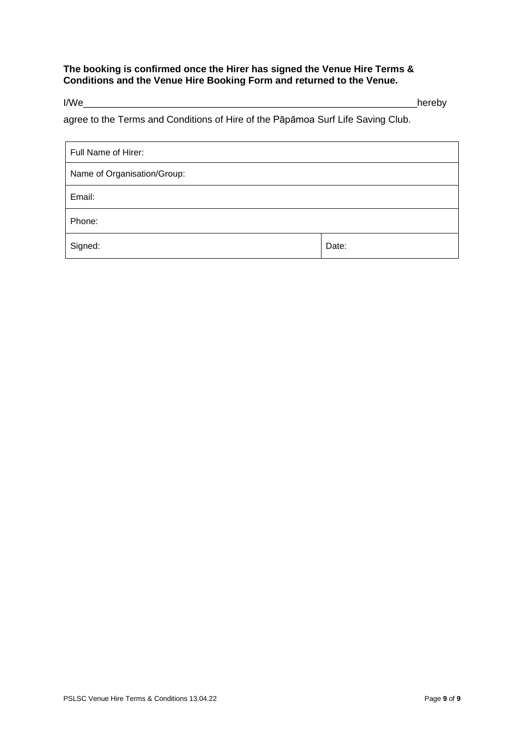**The booking is confirmed once the Hirer has signed the Venue Hire Terms & Conditions and the Venue Hire Booking Form and returned to the Venue.**

I/We_______________________________________________________________hereby

agree to the Terms and Conditions of Hire of the Pāpāmoa Surf Life Saving Club.

| | |
|---|---|
| Full Name of Hirer: | |
| Name of Organisation/Group: | |
| Email: | |
| Phone: | |
| Signed: | Date: |